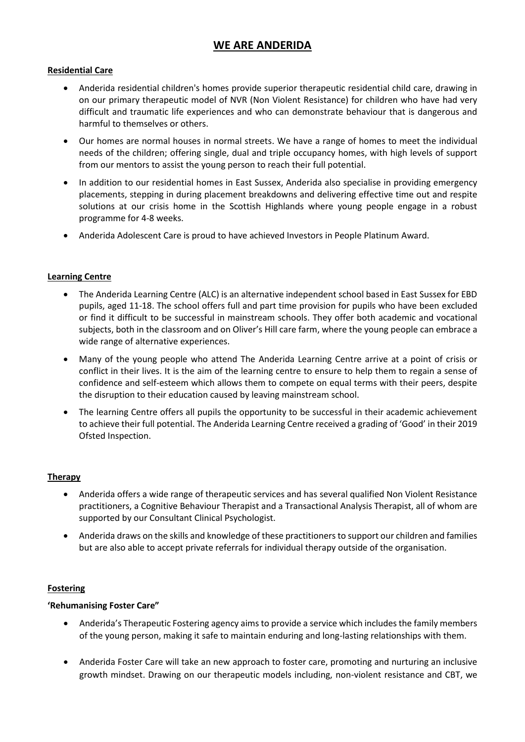# WE ARE ANDERIDA

## Residential Care

- Anderida residential children's homes provide superior therapeutic residential child care, drawing in on our primary therapeutic model of NVR (Non Violent Resistance) for children who have had very difficult and traumatic life experiences and who can demonstrate behaviour that is dangerous and harmful to themselves or others.
- Our homes are normal houses in normal streets. We have a range of homes to meet the individual needs of the children; offering single, dual and triple occupancy homes, with high levels of support from our mentors to assist the young person to reach their full potential.
- In addition to our residential homes in East Sussex, Anderida also specialise in providing emergency placements, stepping in during placement breakdowns and delivering effective time out and respite solutions at our crisis home in the Scottish Highlands where young people engage in a robust programme for 4-8 weeks.
- Anderida Adolescent Care is proud to have achieved Investors in People Platinum Award.

## Learning Centre

- The Anderida Learning Centre (ALC) is an alternative independent school based in East Sussex for EBD pupils, aged 11-18. The school offers full and part time provision for pupils who have been excluded or find it difficult to be successful in mainstream schools. They offer both academic and vocational subjects, both in the classroom and on Oliver's Hill care farm, where the young people can embrace a wide range of alternative experiences.
- Many of the young people who attend The Anderida Learning Centre arrive at a point of crisis or conflict in their lives. It is the aim of the learning centre to ensure to help them to regain a sense of confidence and self-esteem which allows them to compete on equal terms with their peers, despite the disruption to their education caused by leaving mainstream school.
- The learning Centre offers all pupils the opportunity to be successful in their academic achievement to achieve their full potential. The Anderida Learning Centre received a grading of 'Good' in their 2019 Ofsted Inspection.

## Therapy

- Anderida offers a wide range of therapeutic services and has several qualified Non Violent Resistance practitioners, a Cognitive Behaviour Therapist and a Transactional Analysis Therapist, all of whom are supported by our Consultant Clinical Psychologist.
- Anderida draws on the skills and knowledge of these practitioners to support our children and families but are also able to accept private referrals for individual therapy outside of the organisation.

## Fostering

**'Rehumanising Foster Care"**

- Anderida's Therapeutic Fostering agency aims to provide a service which includes the family members of the young person, making it safe to maintain enduring and long-lasting relationships with them.
- Anderida Foster Care will take an new approach to foster care, promoting and nurturing an inclusive growth mindset. Drawing on our therapeutic models including, non-violent resistance and CBT, we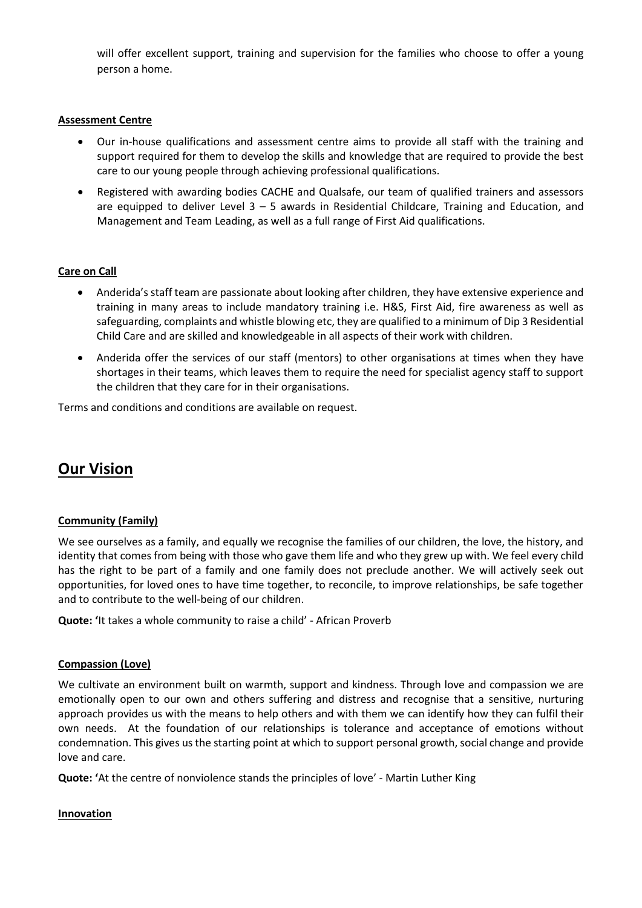will offer excellent support, training and supervision for the families who choose to offer a young person a home.

**Assessment Centre**

- Our in-house qualifications and assessment centre aims to provide all staff with the training and support required for them to develop the skills and knowledge that are required to provide the best care to our young people through achieving professional qualifications.
- Registered with awarding bodies CACHE and Qualsafe, our team of qualified trainers and assessors are equipped to deliver Level 3 – 5 awards in Residential Childcare, Training and Education, and Management and Team Leading, as well as a full range of First Aid qualifications.

**Care on Call**

- Anderida's staff team are passionate about looking after children, they have extensive experience and training in many areas to include mandatory training i.e. H&S, First Aid, fire awareness as well as safeguarding, complaints and whistle blowing etc, they are qualified to a minimum of Dip 3 Residential Child Care and are skilled and knowledgeable in all aspects of their work with children.
- Anderida offer the services of our staff (mentors) to other organisations at times when they have shortages in their teams, which leaves them to require the need for specialist agency staff to support the children that they care for in their organisations.

Terms and conditions and conditions are available on request.

## Our Vision

**Community (Family)**

We see ourselves as a family, and equally we recognise the families of our children, the love, the history, and identity that comes from being with those who gave them life and who they grew up with. We feel every child has the right to be part of a family and one family does not preclude another. We will actively seek out opportunities, for loved ones to have time together, to reconcile, to improve relationships, be safe together and to contribute to the well-being of our children.

**Quote:** 'It takes a whole community to raise a child' - African Proverb

**Compassion (Love)**

We cultivate an environment built on warmth, support and kindness. Through love and compassion we are emotionally open to our own and others suffering and distress and recognise that a sensitive, nurturing approach provides us with the means to help others and with them we can identify how they can fulfil their own needs. At the foundation of our relationships is tolerance and acceptance of emotions without condemnation. This gives us the starting point at which to support personal growth, social change and provide love and care.

**Quote:** 'At the centre of nonviolence stands the principles of love' - Martin Luther King

**Innovation**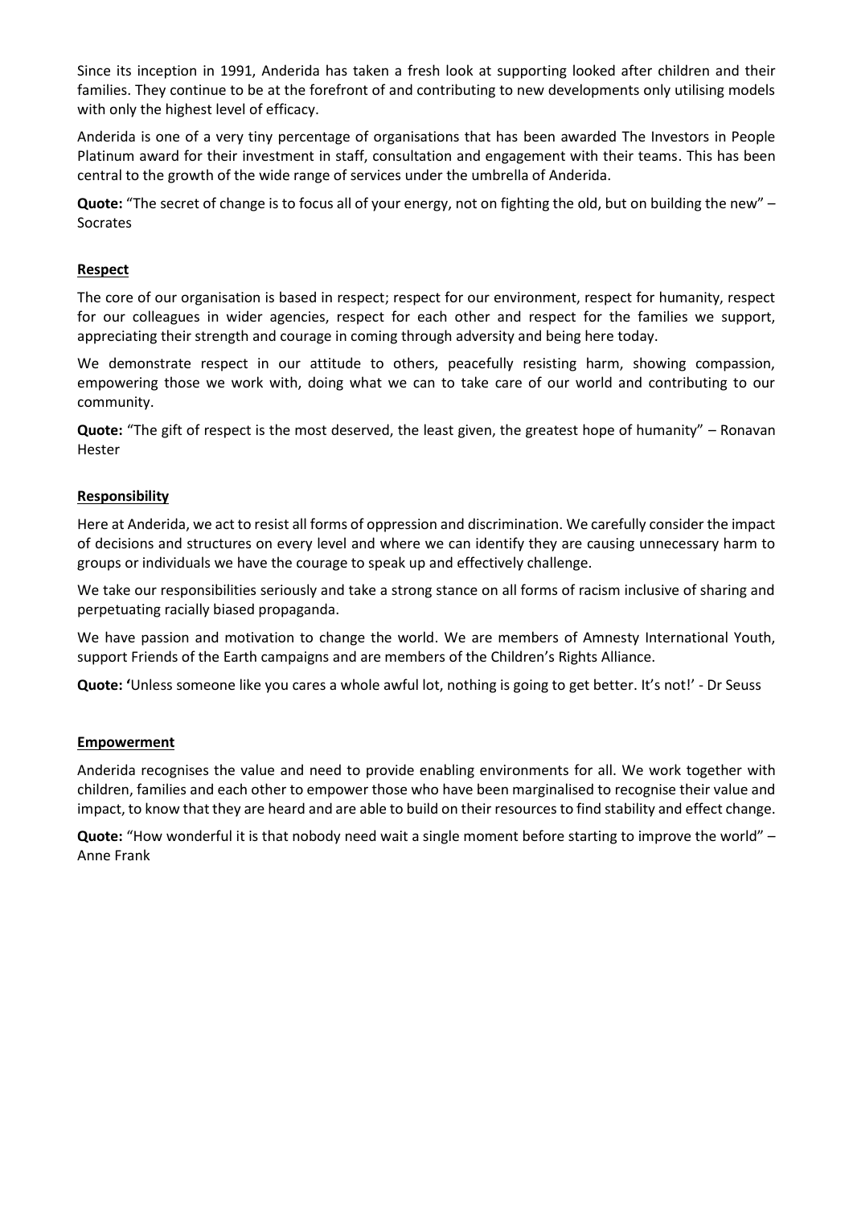Since its inception in 1991, Anderida has taken a fresh look at supporting looked after children and their families. They continue to be at the forefront of and contributing to new developments only utilising models with only the highest level of efficacy.

Anderida is one of a very tiny percentage of organisations that has been awarded The Investors in People Platinum award for their investment in staff, consultation and engagement with their teams. This has been central to the growth of the wide range of services under the umbrella of Anderida.

**Quote:** "The secret of change is to focus all of your energy, not on fighting the old, but on building the new" – Socrates

## Respect

The core of our organisation is based in respect; respect for our environment, respect for humanity, respect for our colleagues in wider agencies, respect for each other and respect for the families we support, appreciating their strength and courage in coming through adversity and being here today.

We demonstrate respect in our attitude to others, peacefully resisting harm, showing compassion, empowering those we work with, doing what we can to take care of our world and contributing to our community.

**Quote:** "The gift of respect is the most deserved, the least given, the greatest hope of humanity" – Ronavan Hester

## Responsibility

Here at Anderida, we act to resist all forms of oppression and discrimination. We carefully consider the impact of decisions and structures on every level and where we can identify they are causing unnecessary harm to groups or individuals we have the courage to speak up and effectively challenge.

We take our responsibilities seriously and take a strong stance on all forms of racism inclusive of sharing and perpetuating racially biased propaganda.

We have passion and motivation to change the world. We are members of Amnesty International Youth, support Friends of the Earth campaigns and are members of the Children's Rights Alliance.

**Quote: '**Unless someone like you cares a whole awful lot, nothing is going to get better. It's not!' - Dr Seuss

## Empowerment

Anderida recognises the value and need to provide enabling environments for all. We work together with children, families and each other to empower those who have been marginalised to recognise their value and impact, to know that they are heard and are able to build on their resources to find stability and effect change.

**Quote:** "How wonderful it is that nobody need wait a single moment before starting to improve the world" – Anne Frank